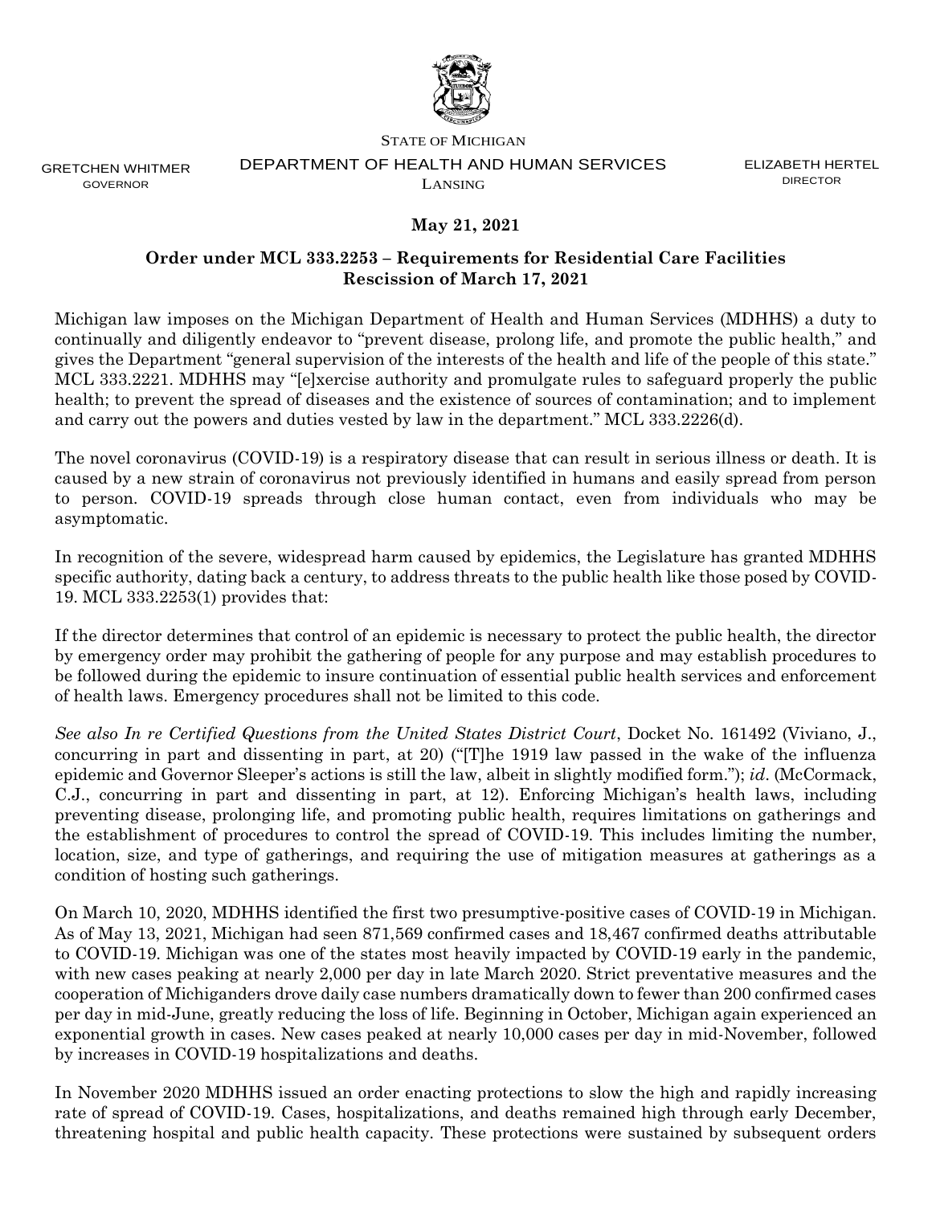STATE OF MICHIGAN

DEPARTMENT OF HEALTH AND HUMAN SERVICES

LANSING

GRETCHEN WHITMER
GOVERNOR

ELIZABETH HERTEL
DIRECTOR

**May 21, 2021**

**Order under MCL 333.2253 – Requirements for Residential Care Facilities**
**Rescission of March 17, 2021**

Michigan law imposes on the Michigan Department of Health and Human Services (MDHHS) a duty to continually and diligently endeavor to "prevent disease, prolong life, and promote the public health," and gives the Department "general supervision of the interests of the health and life of the people of this state." MCL 333.2221. MDHHS may "[e]xercise authority and promulgate rules to safeguard properly the public health; to prevent the spread of diseases and the existence of sources of contamination; and to implement and carry out the powers and duties vested by law in the department." MCL 333.2226(d).

The novel coronavirus (COVID-19) is a respiratory disease that can result in serious illness or death. It is caused by a new strain of coronavirus not previously identified in humans and easily spread from person to person. COVID-19 spreads through close human contact, even from individuals who may be asymptomatic.

In recognition of the severe, widespread harm caused by epidemics, the Legislature has granted MDHHS specific authority, dating back a century, to address threats to the public health like those posed by COVID-19. MCL 333.2253(1) provides that:

If the director determines that control of an epidemic is necessary to protect the public health, the director by emergency order may prohibit the gathering of people for any purpose and may establish procedures to be followed during the epidemic to insure continuation of essential public health services and enforcement of health laws. Emergency procedures shall not be limited to this code.

*See also In re Certified Questions from the United States District Court*, Docket No. 161492 (Viviano, J., concurring in part and dissenting in part, at 20) ("[T]he 1919 law passed in the wake of the influenza epidemic and Governor Sleeper's actions is still the law, albeit in slightly modified form."); *id*. (McCormack, C.J., concurring in part and dissenting in part, at 12). Enforcing Michigan's health laws, including preventing disease, prolonging life, and promoting public health, requires limitations on gatherings and the establishment of procedures to control the spread of COVID-19. This includes limiting the number, location, size, and type of gatherings, and requiring the use of mitigation measures at gatherings as a condition of hosting such gatherings.

On March 10, 2020, MDHHS identified the first two presumptive-positive cases of COVID-19 in Michigan. As of May 13, 2021, Michigan had seen 871,569 confirmed cases and 18,467 confirmed deaths attributable to COVID-19. Michigan was one of the states most heavily impacted by COVID-19 early in the pandemic, with new cases peaking at nearly 2,000 per day in late March 2020. Strict preventative measures and the cooperation of Michiganders drove daily case numbers dramatically down to fewer than 200 confirmed cases per day in mid-June, greatly reducing the loss of life. Beginning in October, Michigan again experienced an exponential growth in cases. New cases peaked at nearly 10,000 cases per day in mid-November, followed by increases in COVID-19 hospitalizations and deaths.

In November 2020 MDHHS issued an order enacting protections to slow the high and rapidly increasing rate of spread of COVID-19. Cases, hospitalizations, and deaths remained high through early December, threatening hospital and public health capacity. These protections were sustained by subsequent orders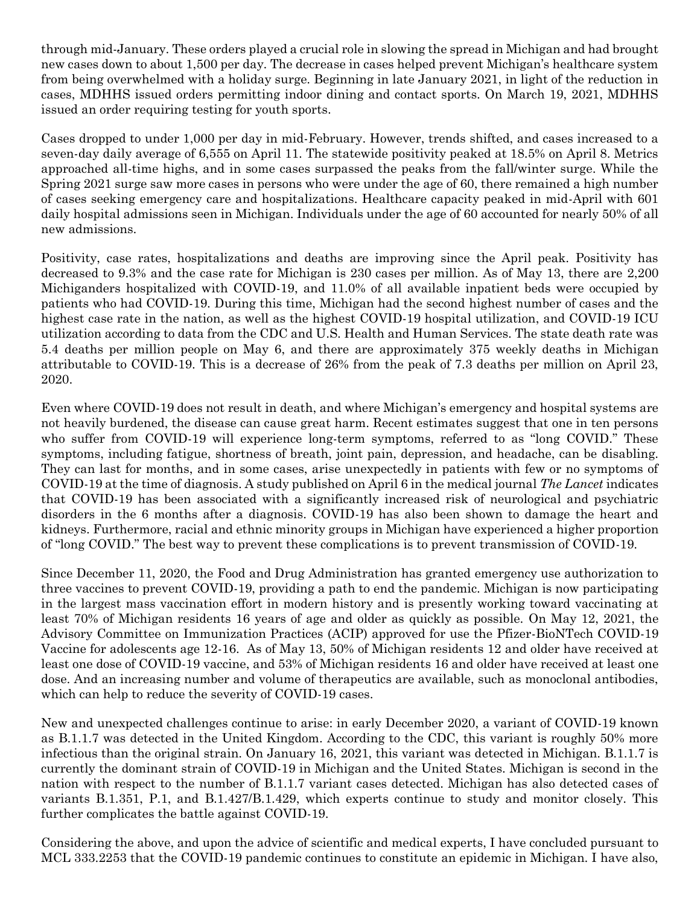through mid-January. These orders played a crucial role in slowing the spread in Michigan and had brought new cases down to about 1,500 per day. The decrease in cases helped prevent Michigan's healthcare system from being overwhelmed with a holiday surge. Beginning in late January 2021, in light of the reduction in cases, MDHHS issued orders permitting indoor dining and contact sports. On March 19, 2021, MDHHS issued an order requiring testing for youth sports.

Cases dropped to under 1,000 per day in mid-February. However, trends shifted, and cases increased to a seven-day daily average of 6,555 on April 11. The statewide positivity peaked at 18.5% on April 8. Metrics approached all-time highs, and in some cases surpassed the peaks from the fall/winter surge. While the Spring 2021 surge saw more cases in persons who were under the age of 60, there remained a high number of cases seeking emergency care and hospitalizations. Healthcare capacity peaked in mid-April with 601 daily hospital admissions seen in Michigan. Individuals under the age of 60 accounted for nearly 50% of all new admissions.

Positivity, case rates, hospitalizations and deaths are improving since the April peak. Positivity has decreased to 9.3% and the case rate for Michigan is 230 cases per million. As of May 13, there are 2,200 Michiganders hospitalized with COVID-19, and 11.0% of all available inpatient beds were occupied by patients who had COVID-19. During this time, Michigan had the second highest number of cases and the highest case rate in the nation, as well as the highest COVID-19 hospital utilization, and COVID-19 ICU utilization according to data from the CDC and U.S. Health and Human Services. The state death rate was 5.4 deaths per million people on May 6, and there are approximately 375 weekly deaths in Michigan attributable to COVID-19. This is a decrease of 26% from the peak of 7.3 deaths per million on April 23, 2020.

Even where COVID-19 does not result in death, and where Michigan's emergency and hospital systems are not heavily burdened, the disease can cause great harm. Recent estimates suggest that one in ten persons who suffer from COVID-19 will experience long-term symptoms, referred to as "long COVID." These symptoms, including fatigue, shortness of breath, joint pain, depression, and headache, can be disabling. They can last for months, and in some cases, arise unexpectedly in patients with few or no symptoms of COVID-19 at the time of diagnosis. A study published on April 6 in the medical journal *The Lancet* indicates that COVID-19 has been associated with a significantly increased risk of neurological and psychiatric disorders in the 6 months after a diagnosis. COVID-19 has also been shown to damage the heart and kidneys. Furthermore, racial and ethnic minority groups in Michigan have experienced a higher proportion of "long COVID." The best way to prevent these complications is to prevent transmission of COVID-19.

Since December 11, 2020, the Food and Drug Administration has granted emergency use authorization to three vaccines to prevent COVID-19, providing a path to end the pandemic. Michigan is now participating in the largest mass vaccination effort in modern history and is presently working toward vaccinating at least 70% of Michigan residents 16 years of age and older as quickly as possible. On May 12, 2021, the Advisory Committee on Immunization Practices (ACIP) approved for use the Pfizer-BioNTech COVID-19 Vaccine for adolescents age 12-16. As of May 13, 50% of Michigan residents 12 and older have received at least one dose of COVID-19 vaccine, and 53% of Michigan residents 16 and older have received at least one dose. And an increasing number and volume of therapeutics are available, such as monoclonal antibodies, which can help to reduce the severity of COVID-19 cases.

New and unexpected challenges continue to arise: in early December 2020, a variant of COVID-19 known as B.1.1.7 was detected in the United Kingdom. According to the CDC, this variant is roughly 50% more infectious than the original strain. On January 16, 2021, this variant was detected in Michigan. B.1.1.7 is currently the dominant strain of COVID-19 in Michigan and the United States. Michigan is second in the nation with respect to the number of B.1.1.7 variant cases detected. Michigan has also detected cases of variants B.1.351, P.1, and B.1.427/B.1.429, which experts continue to study and monitor closely. This further complicates the battle against COVID-19.

Considering the above, and upon the advice of scientific and medical experts, I have concluded pursuant to MCL 333.2253 that the COVID-19 pandemic continues to constitute an epidemic in Michigan. I have also,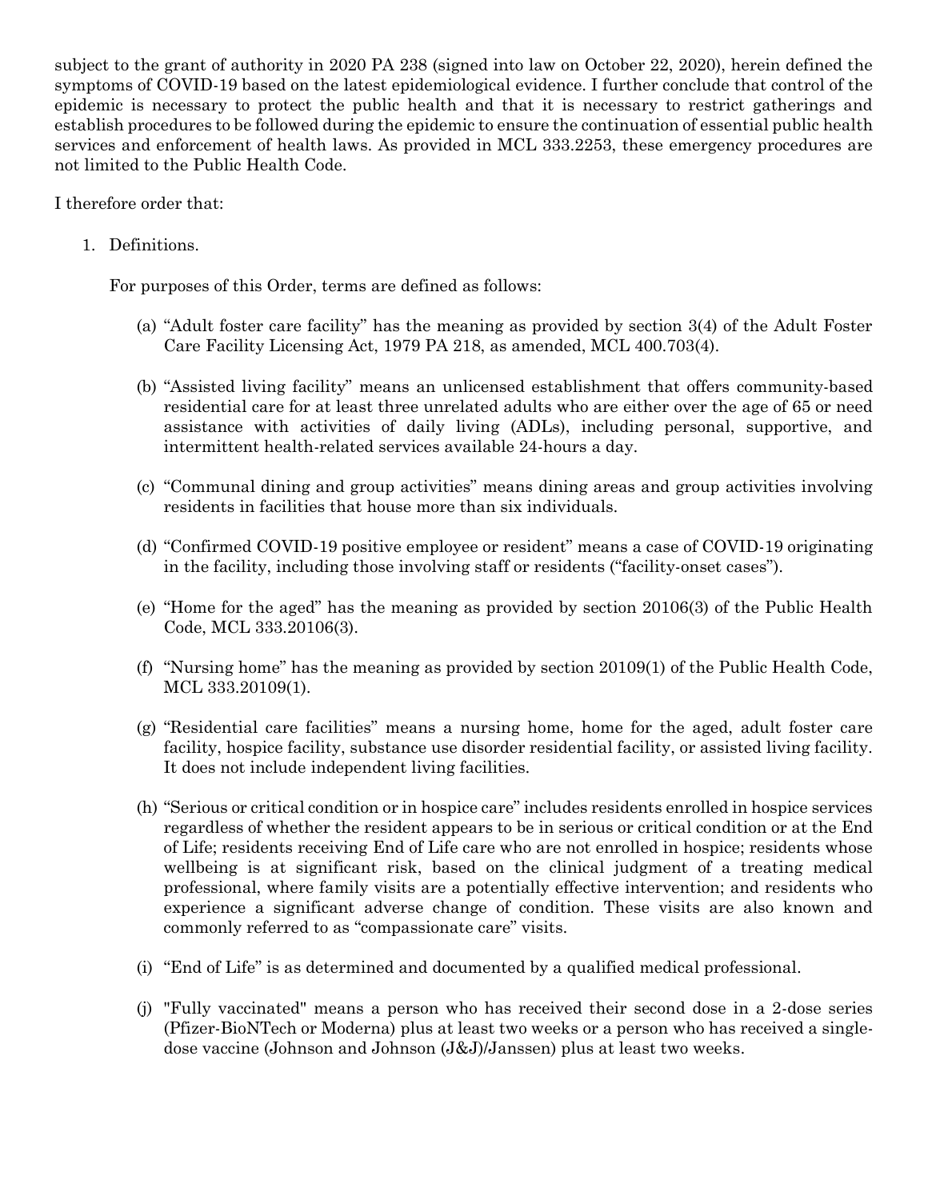subject to the grant of authority in 2020 PA 238 (signed into law on October 22, 2020), herein defined the symptoms of COVID-19 based on the latest epidemiological evidence. I further conclude that control of the epidemic is necessary to protect the public health and that it is necessary to restrict gatherings and establish procedures to be followed during the epidemic to ensure the continuation of essential public health services and enforcement of health laws. As provided in MCL 333.2253, these emergency procedures are not limited to the Public Health Code.

I therefore order that:

1. Definitions.

   For purposes of this Order, terms are defined as follows:

   (a) "Adult foster care facility" has the meaning as provided by section 3(4) of the Adult Foster Care Facility Licensing Act, 1979 PA 218, as amended, MCL 400.703(4).

   (b) "Assisted living facility" means an unlicensed establishment that offers community-based residential care for at least three unrelated adults who are either over the age of 65 or need assistance with activities of daily living (ADLs), including personal, supportive, and intermittent health-related services available 24-hours a day.

   (c) "Communal dining and group activities" means dining areas and group activities involving residents in facilities that house more than six individuals.

   (d) "Confirmed COVID-19 positive employee or resident" means a case of COVID-19 originating in the facility, including those involving staff or residents ("facility-onset cases").

   (e) "Home for the aged" has the meaning as provided by section 20106(3) of the Public Health Code, MCL 333.20106(3).

   (f) "Nursing home" has the meaning as provided by section 20109(1) of the Public Health Code, MCL 333.20109(1).

   (g) "Residential care facilities" means a nursing home, home for the aged, adult foster care facility, hospice facility, substance use disorder residential facility, or assisted living facility. It does not include independent living facilities.

   (h) "Serious or critical condition or in hospice care" includes residents enrolled in hospice services regardless of whether the resident appears to be in serious or critical condition or at the End of Life; residents receiving End of Life care who are not enrolled in hospice; residents whose wellbeing is at significant risk, based on the clinical judgment of a treating medical professional, where family visits are a potentially effective intervention; and residents who experience a significant adverse change of condition. These visits are also known and commonly referred to as "compassionate care" visits.

   (i) "End of Life" is as determined and documented by a qualified medical professional.

   (j) "Fully vaccinated" means a person who has received their second dose in a 2-dose series (Pfizer-BioNTech or Moderna) plus at least two weeks or a person who has received a single-dose vaccine (Johnson and Johnson (J&J)/Janssen) plus at least two weeks.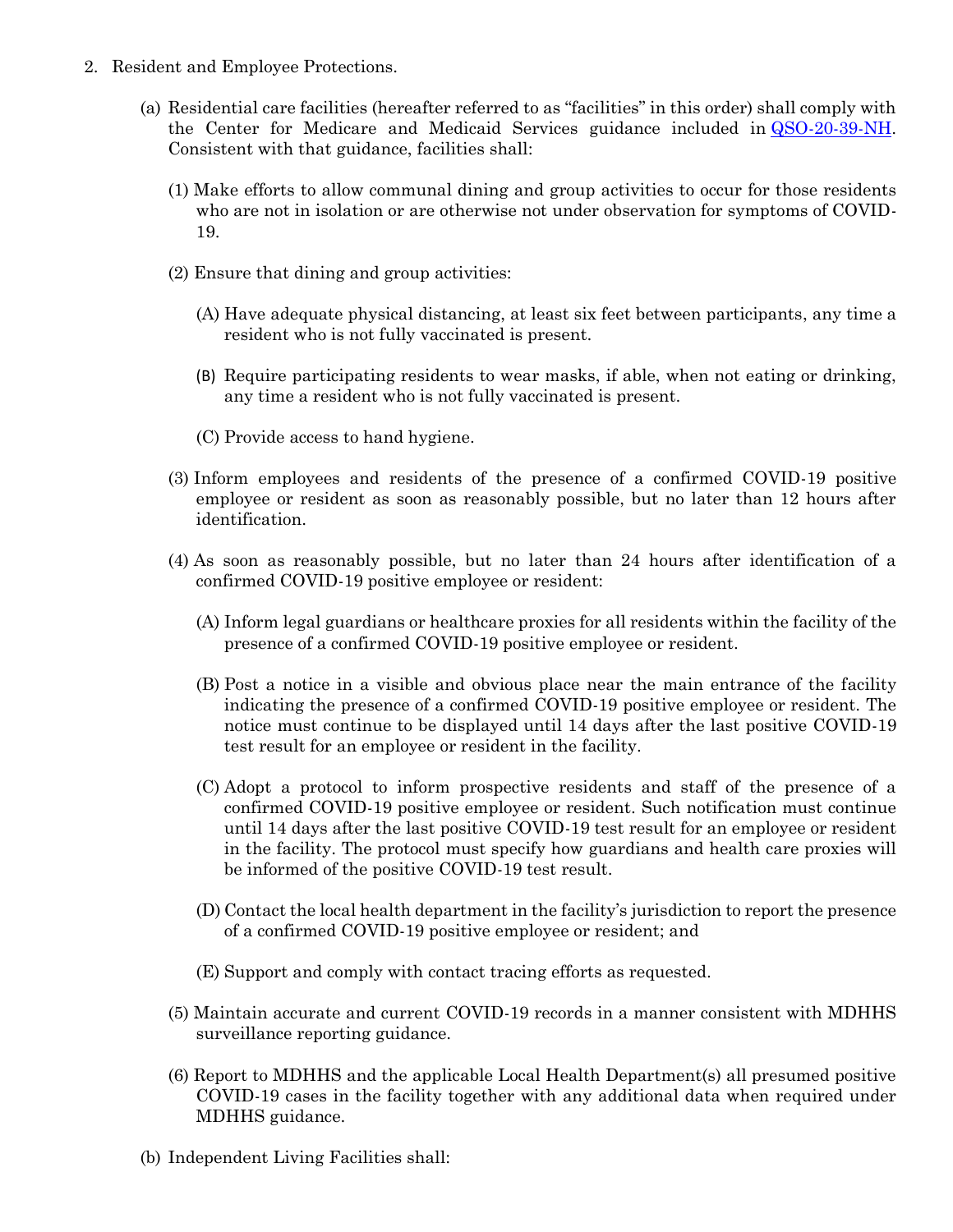2. Resident and Employee Protections.

   (a) Residential care facilities (hereafter referred to as "facilities" in this order) shall comply with the Center for Medicare and Medicaid Services guidance included in [QSO-20-39-NH](QSO-20-39-NH). Consistent with that guidance, facilities shall:

      (1) Make efforts to allow communal dining and group activities to occur for those residents who are not in isolation or are otherwise not under observation for symptoms of COVID-19.

      (2) Ensure that dining and group activities:

         (A) Have adequate physical distancing, at least six feet between participants, any time a resident who is not fully vaccinated is present.

         (B) Require participating residents to wear masks, if able, when not eating or drinking, any time a resident who is not fully vaccinated is present.

         (C) Provide access to hand hygiene.

      (3) Inform employees and residents of the presence of a confirmed COVID-19 positive employee or resident as soon as reasonably possible, but no later than 12 hours after identification.

      (4) As soon as reasonably possible, but no later than 24 hours after identification of a confirmed COVID-19 positive employee or resident:

         (A) Inform legal guardians or healthcare proxies for all residents within the facility of the presence of a confirmed COVID-19 positive employee or resident.

         (B) Post a notice in a visible and obvious place near the main entrance of the facility indicating the presence of a confirmed COVID-19 positive employee or resident. The notice must continue to be displayed until 14 days after the last positive COVID-19 test result for an employee or resident in the facility.

         (C) Adopt a protocol to inform prospective residents and staff of the presence of a confirmed COVID-19 positive employee or resident. Such notification must continue until 14 days after the last positive COVID-19 test result for an employee or resident in the facility. The protocol must specify how guardians and health care proxies will be informed of the positive COVID-19 test result.

         (D) Contact the local health department in the facility's jurisdiction to report the presence of a confirmed COVID-19 positive employee or resident; and

         (E) Support and comply with contact tracing efforts as requested.

      (5) Maintain accurate and current COVID-19 records in a manner consistent with MDHHS surveillance reporting guidance.

      (6) Report to MDHHS and the applicable Local Health Department(s) all presumed positive COVID-19 cases in the facility together with any additional data when required under MDHHS guidance.

   (b) Independent Living Facilities shall: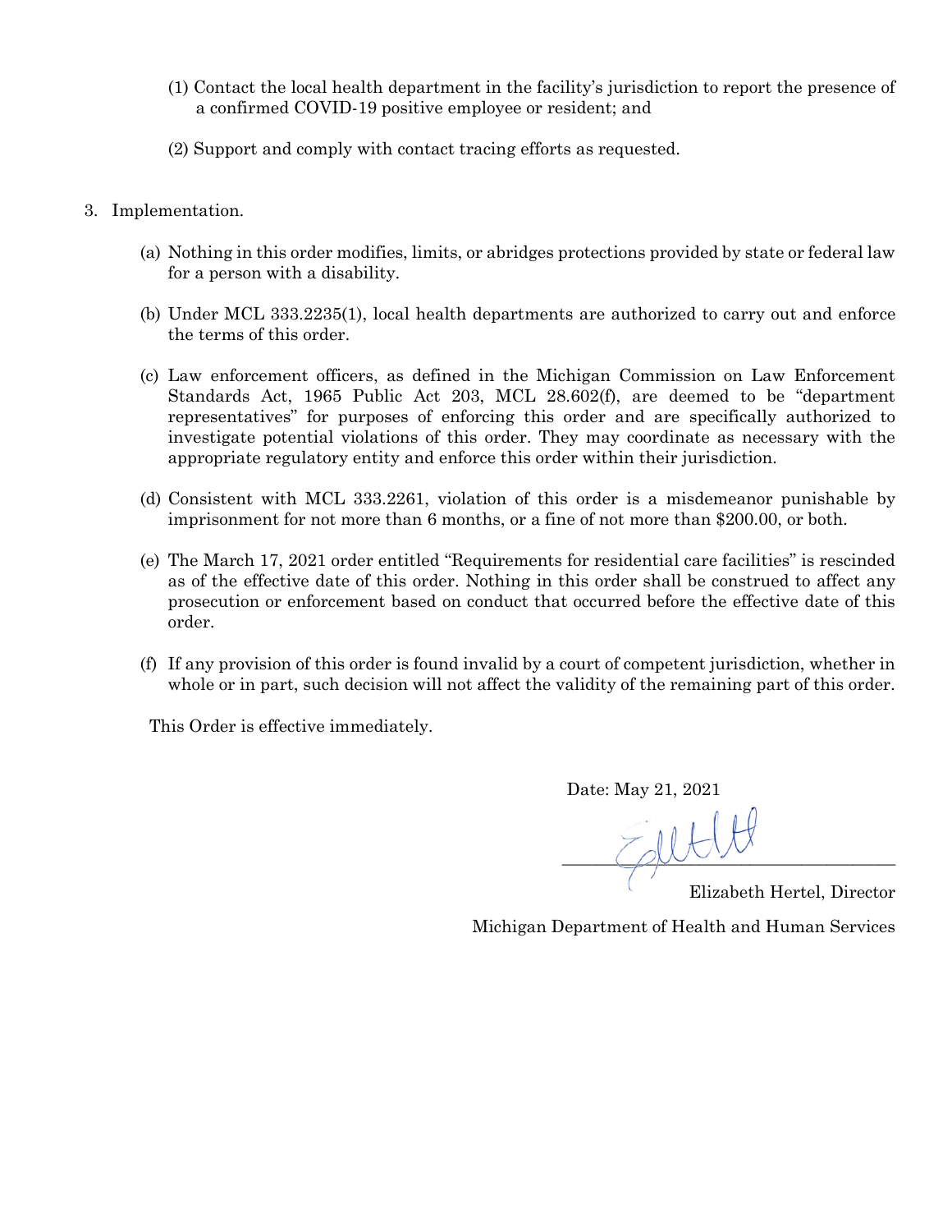(1) Contact the local health department in the facility's jurisdiction to report the presence of a confirmed COVID-19 positive employee or resident; and

(2) Support and comply with contact tracing efforts as requested.

3. Implementation.

(a) Nothing in this order modifies, limits, or abridges protections provided by state or federal law for a person with a disability.

(b) Under MCL 333.2235(1), local health departments are authorized to carry out and enforce the terms of this order.

(c) Law enforcement officers, as defined in the Michigan Commission on Law Enforcement Standards Act, 1965 Public Act 203, MCL 28.602(f), are deemed to be "department representatives" for purposes of enforcing this order and are specifically authorized to investigate potential violations of this order. They may coordinate as necessary with the appropriate regulatory entity and enforce this order within their jurisdiction.

(d) Consistent with MCL 333.2261, violation of this order is a misdemeanor punishable by imprisonment for not more than 6 months, or a fine of not more than $200.00, or both.

(e) The March 17, 2021 order entitled "Requirements for residential care facilities" is rescinded as of the effective date of this order. Nothing in this order shall be construed to affect any prosecution or enforcement based on conduct that occurred before the effective date of this order.

(f) If any provision of this order is found invalid by a court of competent jurisdiction, whether in whole or in part, such decision will not affect the validity of the remaining part of this order.

This Order is effective immediately.

Date: May 21, 2021

Elizabeth Hertel, Director

Michigan Department of Health and Human Services